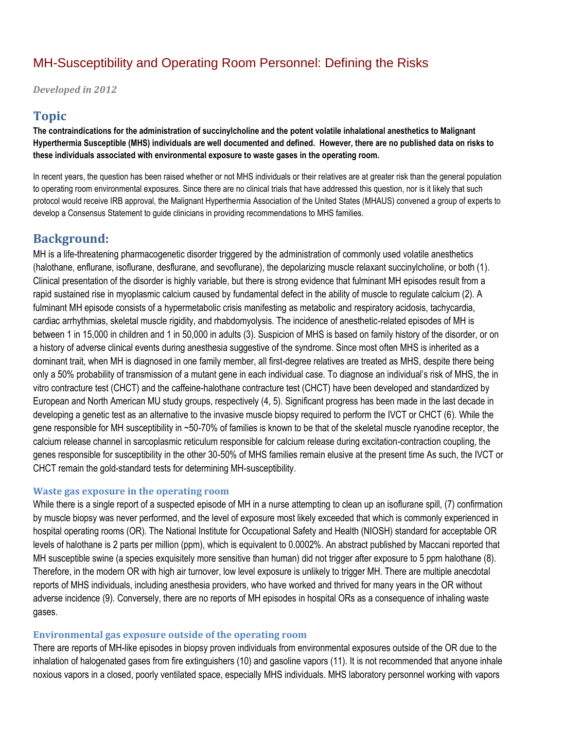# MH-Susceptibility and Operating Room Personnel: Defining the Risks

*Developed in 2012*

## Topic

**The contraindications for the administration of succinylcholine and the potent volatile inhalational anesthetics to Malignant Hyperthermia Susceptible (MHS) individuals are well documented and defined. However, there are no published data on risks to these individuals associated with environmental exposure to waste gases in the operating room.**

In recent years, the question has been raised whether or not MHS individuals or their relatives are at greater risk than the general population to operating room environmental exposures. Since there are no clinical trials that have addressed this question, nor is it likely that such protocol would receive IRB approval, the Malignant Hyperthermia Association of the United States (MHAUS) convened a group of experts to develop a Consensus Statement to guide clinicians in providing recommendations to MHS families.

## Background:

MH is a life-threatening pharmacogenetic disorder triggered by the administration of commonly used volatile anesthetics (halothane, enflurane, isoflurane, desflurane, and sevoflurane), the depolarizing muscle relaxant succinylcholine, or both (1). Clinical presentation of the disorder is highly variable, but there is strong evidence that fulminant MH episodes result from a rapid sustained rise in myoplasmic calcium caused by fundamental defect in the ability of muscle to regulate calcium (2). A fulminant MH episode consists of a hypermetabolic crisis manifesting as metabolic and respiratory acidosis, tachycardia, cardiac arrhythmias, skeletal muscle rigidity, and rhabdomyolysis. The incidence of anesthetic-related episodes of MH is between 1 in 15,000 in children and 1 in 50,000 in adults (3). Suspicion of MHS is based on family history of the disorder, or on a history of adverse clinical events during anesthesia suggestive of the syndrome. Since most often MHS is inherited as a dominant trait, when MH is diagnosed in one family member, all first-degree relatives are treated as MHS, despite there being only a 50% probability of transmission of a mutant gene in each individual case. To diagnose an individual's risk of MHS, the in vitro contracture test (CHCT) and the caffeine-halothane contracture test (CHCT) have been developed and standardized by European and North American MU study groups, respectively (4, 5). Significant progress has been made in the last decade in developing a genetic test as an alternative to the invasive muscle biopsy required to perform the IVCT or CHCT (6). While the gene responsible for MH susceptibility in ~50-70% of families is known to be that of the skeletal muscle ryanodine receptor, the calcium release channel in sarcoplasmic reticulum responsible for calcium release during excitation-contraction coupling, the genes responsible for susceptibility in the other 30-50% of MHS families remain elusive at the present time As such, the IVCT or CHCT remain the gold-standard tests for determining MH-susceptibility.

### Waste gas exposure in the operating room

While there is a single report of a suspected episode of MH in a nurse attempting to clean up an isoflurane spill, (7) confirmation by muscle biopsy was never performed, and the level of exposure most likely exceeded that which is commonly experienced in hospital operating rooms (OR). The National Institute for Occupational Safety and Health (NIOSH) standard for acceptable OR levels of halothane is 2 parts per million (ppm), which is equivalent to 0.0002%. An abstract published by Maccani reported that MH susceptible swine (a species exquisitely more sensitive than human) did not trigger after exposure to 5 ppm halothane (8). Therefore, in the modern OR with high air turnover, low level exposure is unlikely to trigger MH. There are multiple anecdotal reports of MHS individuals, including anesthesia providers, who have worked and thrived for many years in the OR without adverse incidence (9). Conversely, there are no reports of MH episodes in hospital ORs as a consequence of inhaling waste gases.

### Environmental gas exposure outside of the operating room

There are reports of MH-like episodes in biopsy proven individuals from environmental exposures outside of the OR due to the inhalation of halogenated gases from fire extinguishers (10) and gasoline vapors (11). It is not recommended that anyone inhale noxious vapors in a closed, poorly ventilated space, especially MHS individuals. MHS laboratory personnel working with vapors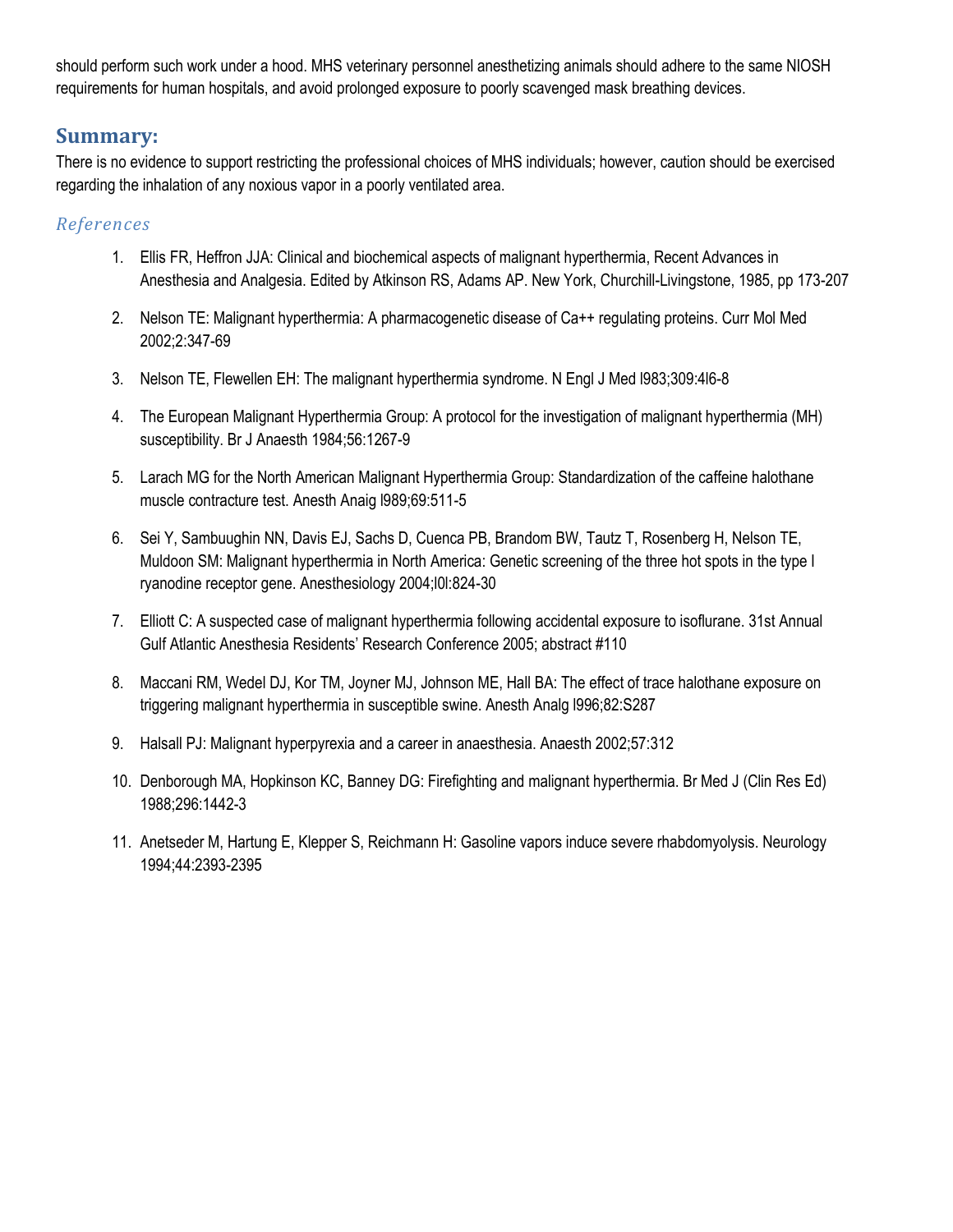should perform such work under a hood. MHS veterinary personnel anesthetizing animals should adhere to the same NIOSH requirements for human hospitals, and avoid prolonged exposure to poorly scavenged mask breathing devices.

## Summary:

There is no evidence to support restricting the professional choices of MHS individuals; however, caution should be exercised regarding the inhalation of any noxious vapor in a poorly ventilated area.

### *References*

1. Ellis FR, Heffron JJA: Clinical and biochemical aspects of malignant hyperthermia, Recent Advances in Anesthesia and Analgesia. Edited by Atkinson RS, Adams AP. New York, Churchill-Livingstone, 1985, pp 173-207

2. Nelson TE: Malignant hyperthermia: A pharmacogenetic disease of Ca++ regulating proteins. Curr Mol Med 2002;2:347-69

3. Nelson TE, Flewellen EH: The malignant hyperthermia syndrome. N Engl J Med l983;309:4l6-8

4. The European Malignant Hyperthermia Group: A protocol for the investigation of malignant hyperthermia (MH) susceptibility. Br J Anaesth 1984;56:1267-9

5. Larach MG for the North American Malignant Hyperthermia Group: Standardization of the caffeine halothane muscle contracture test. Anesth Anaig l989;69:511-5

6. Sei Y, Sambuughin NN, Davis EJ, Sachs D, Cuenca PB, Brandom BW, Tautz T, Rosenberg H, Nelson TE, Muldoon SM: Malignant hyperthermia in North America: Genetic screening of the three hot spots in the type I ryanodine receptor gene. Anesthesiology 2004;l0l:824-30

7. Elliott C: A suspected case of malignant hyperthermia following accidental exposure to isoflurane. 31st Annual Gulf Atlantic Anesthesia Residents' Research Conference 2005; abstract #110

8. Maccani RM, Wedel DJ, Kor TM, Joyner MJ, Johnson ME, Hall BA: The effect of trace halothane exposure on triggering malignant hyperthermia in susceptible swine. Anesth Analg l996;82:S287

9. Halsall PJ: Malignant hyperpyrexia and a career in anaesthesia. Anaesth 2002;57:312

10. Denborough MA, Hopkinson KC, Banney DG: Firefighting and malignant hyperthermia. Br Med J (Clin Res Ed) 1988;296:1442-3

11. Anetseder M, Hartung E, Klepper S, Reichmann H: Gasoline vapors induce severe rhabdomyolysis. Neurology 1994;44:2393-2395